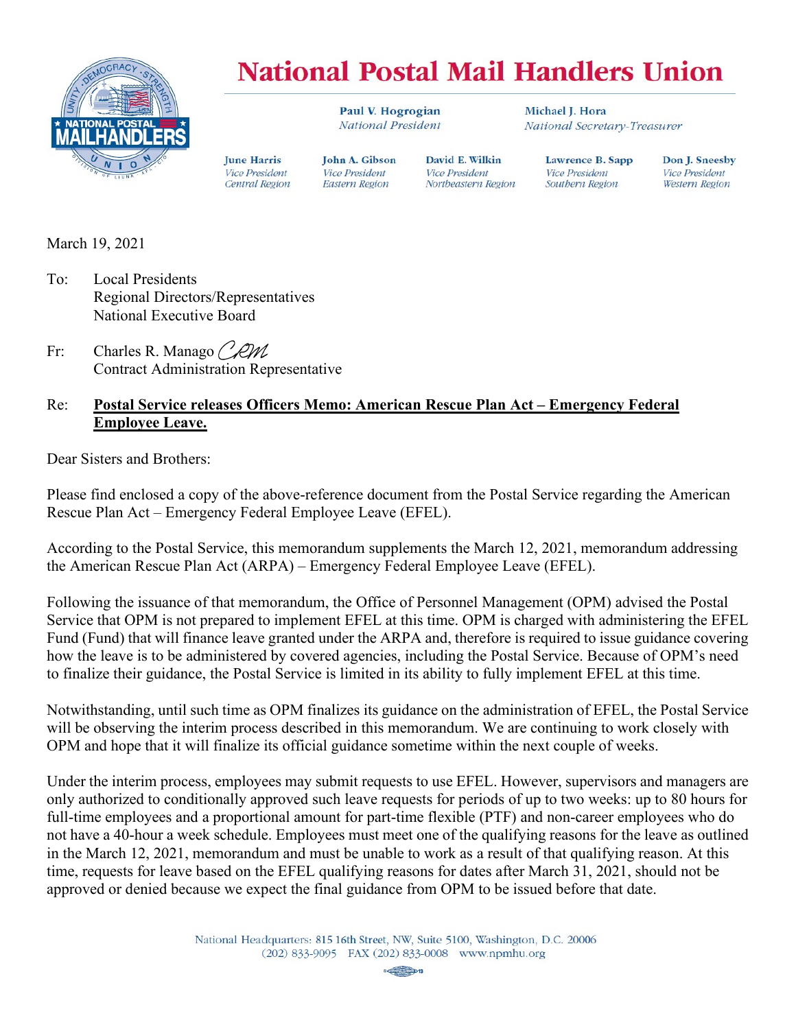# National Postal Mail Handlers Union

**Paul V. Hogrogian**
*National President*

**Michael J. Hora**
*National Secretary-Treasurer*

**June Harris**
*Vice President Central Region*

**John A. Gibson**
*Vice President Eastern Region*

**David E. Wilkin**
*Vice President Northeastern Region*

**Lawrence B. Sapp**
*Vice President Southern Region*

**Don J. Sneesby**
*Vice President Western Region*

March 19, 2021

To: Local Presidents
Regional Directors/Representatives
National Executive Board

Fr: Charles R. Manago *CRM*
Contract Administration Representative

Re: **Postal Service releases Officers Memo: American Rescue Plan Act – Emergency Federal Employee Leave.**

Dear Sisters and Brothers:

Please find enclosed a copy of the above-reference document from the Postal Service regarding the American Rescue Plan Act – Emergency Federal Employee Leave (EFEL).

According to the Postal Service, this memorandum supplements the March 12, 2021, memorandum addressing the American Rescue Plan Act (ARPA) – Emergency Federal Employee Leave (EFEL).

Following the issuance of that memorandum, the Office of Personnel Management (OPM) advised the Postal Service that OPM is not prepared to implement EFEL at this time. OPM is charged with administering the EFEL Fund (Fund) that will finance leave granted under the ARPA and, therefore is required to issue guidance covering how the leave is to be administered by covered agencies, including the Postal Service. Because of OPM's need to finalize their guidance, the Postal Service is limited in its ability to fully implement EFEL at this time.

Notwithstanding, until such time as OPM finalizes its guidance on the administration of EFEL, the Postal Service will be observing the interim process described in this memorandum. We are continuing to work closely with OPM and hope that it will finalize its official guidance sometime within the next couple of weeks.

Under the interim process, employees may submit requests to use EFEL. However, supervisors and managers are only authorized to conditionally approved such leave requests for periods of up to two weeks: up to 80 hours for full-time employees and a proportional amount for part-time flexible (PTF) and non-career employees who do not have a 40-hour a week schedule. Employees must meet one of the qualifying reasons for the leave as outlined in the March 12, 2021, memorandum and must be unable to work as a result of that qualifying reason. At this time, requests for leave based on the EFEL qualifying reasons for dates after March 31, 2021, should not be approved or denied because we expect the final guidance from OPM to be issued before that date.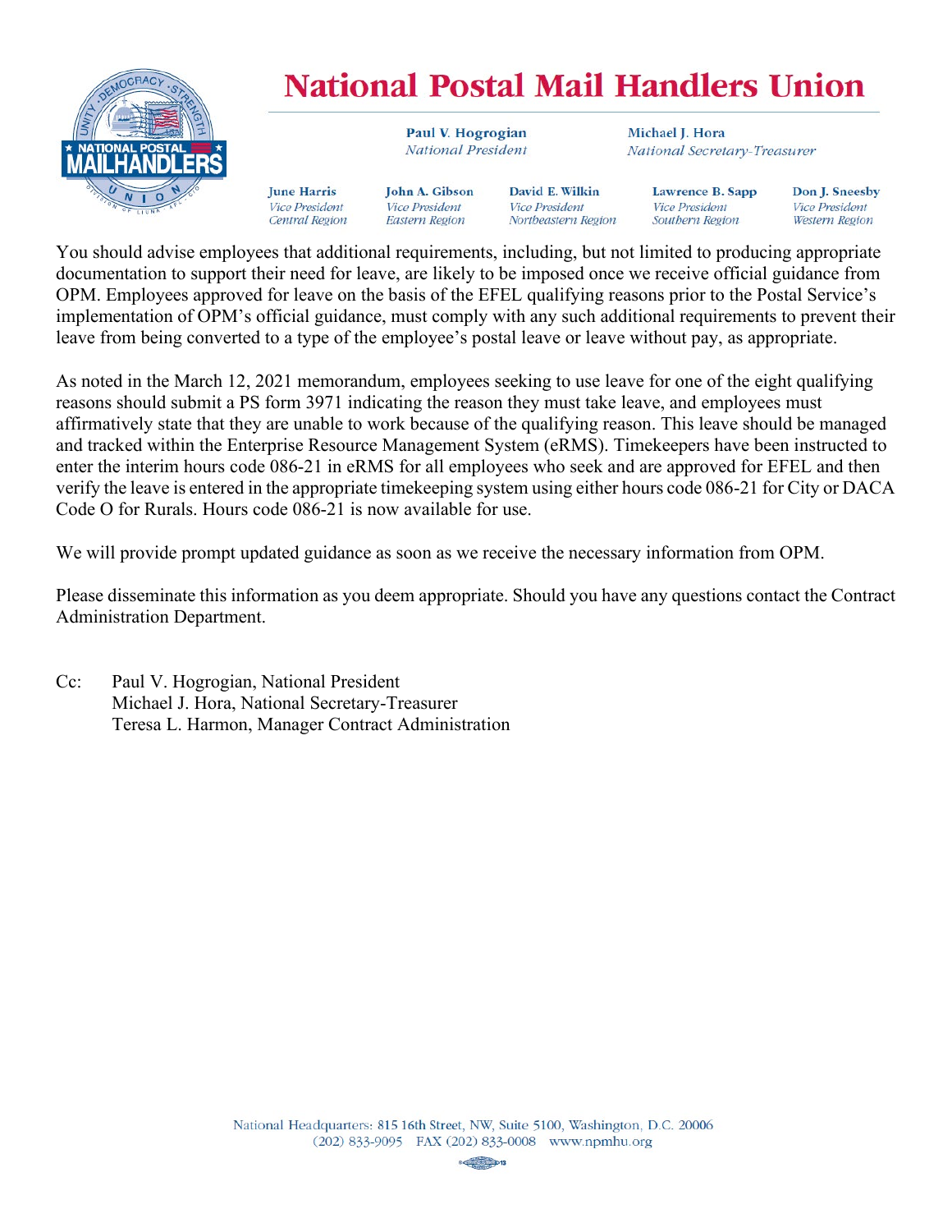You should advise employees that additional requirements, including, but not limited to producing appropriate documentation to support their need for leave, are likely to be imposed once we receive official guidance from OPM. Employees approved for leave on the basis of the EFEL qualifying reasons prior to the Postal Service's implementation of OPM's official guidance, must comply with any such additional requirements to prevent their leave from being converted to a type of the employee's postal leave or leave without pay, as appropriate.

As noted in the March 12, 2021 memorandum, employees seeking to use leave for one of the eight qualifying reasons should submit a PS form 3971 indicating the reason they must take leave, and employees must affirmatively state that they are unable to work because of the qualifying reason. This leave should be managed and tracked within the Enterprise Resource Management System (eRMS). Timekeepers have been instructed to enter the interim hours code 086-21 in eRMS for all employees who seek and are approved for EFEL and then verify the leave is entered in the appropriate timekeeping system using either hours code 086-21 for City or DACA Code O for Rurals. Hours code 086-21 is now available for use.

We will provide prompt updated guidance as soon as we receive the necessary information from OPM.

Please disseminate this information as you deem appropriate. Should you have any questions contact the Contract Administration Department.

Cc: Paul V. Hogrogian, National President
Michael J. Hora, National Secretary-Treasurer
Teresa L. Harmon, Manager Contract Administration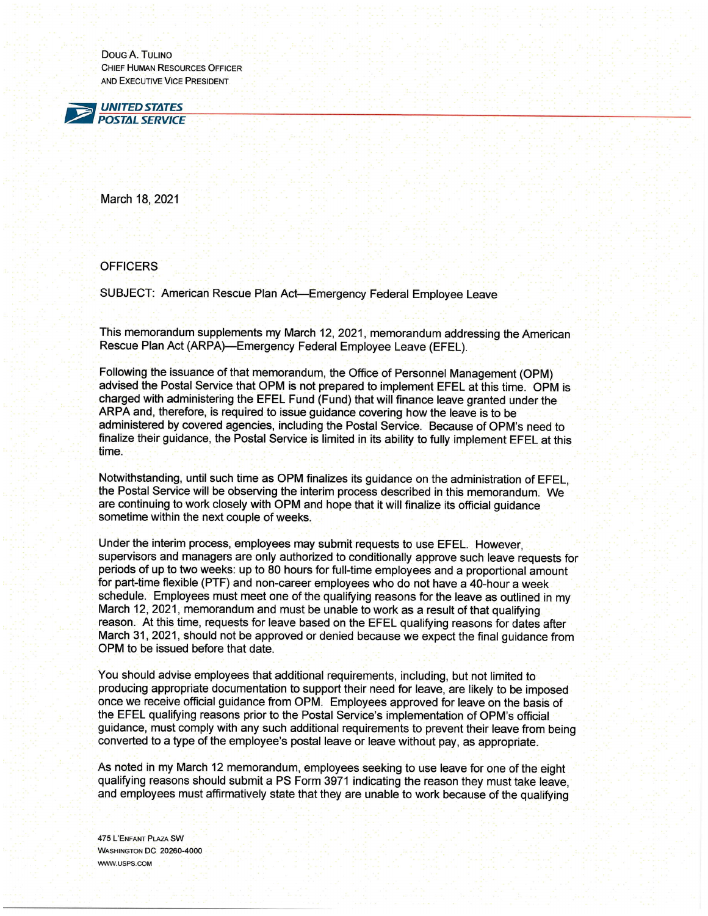Doug A. Tulino
Chief Human Resources Officer
and Executive Vice President

**UNITED STATES POSTAL SERVICE**

March 18, 2021

OFFICERS

SUBJECT: American Rescue Plan Act—Emergency Federal Employee Leave

This memorandum supplements my March 12, 2021, memorandum addressing the American Rescue Plan Act (ARPA)—Emergency Federal Employee Leave (EFEL).

Following the issuance of that memorandum, the Office of Personnel Management (OPM) advised the Postal Service that OPM is not prepared to implement EFEL at this time. OPM is charged with administering the EFEL Fund (Fund) that will finance leave granted under the ARPA and, therefore, is required to issue guidance covering how the leave is to be administered by covered agencies, including the Postal Service. Because of OPM's need to finalize their guidance, the Postal Service is limited in its ability to fully implement EFEL at this time.

Notwithstanding, until such time as OPM finalizes its guidance on the administration of EFEL, the Postal Service will be observing the interim process described in this memorandum. We are continuing to work closely with OPM and hope that it will finalize its official guidance sometime within the next couple of weeks.

Under the interim process, employees may submit requests to use EFEL. However, supervisors and managers are only authorized to conditionally approve such leave requests for periods of up to two weeks: up to 80 hours for full-time employees and a proportional amount for part-time flexible (PTF) and non-career employees who do not have a 40-hour a week schedule. Employees must meet one of the qualifying reasons for the leave as outlined in my March 12, 2021, memorandum and must be unable to work as a result of that qualifying reason. At this time, requests for leave based on the EFEL qualifying reasons for dates after March 31, 2021, should not be approved or denied because we expect the final guidance from OPM to be issued before that date.

You should advise employees that additional requirements, including, but not limited to producing appropriate documentation to support their need for leave, are likely to be imposed once we receive official guidance from OPM. Employees approved for leave on the basis of the EFEL qualifying reasons prior to the Postal Service's implementation of OPM's official guidance, must comply with any such additional requirements to prevent their leave from being converted to a type of the employee's postal leave or leave without pay, as appropriate.

As noted in my March 12 memorandum, employees seeking to use leave for one of the eight qualifying reasons should submit a PS Form 3971 indicating the reason they must take leave, and employees must affirmatively state that they are unable to work because of the qualifying

475 L'Enfant Plaza SW
Washington DC 20260-4000
www.usps.com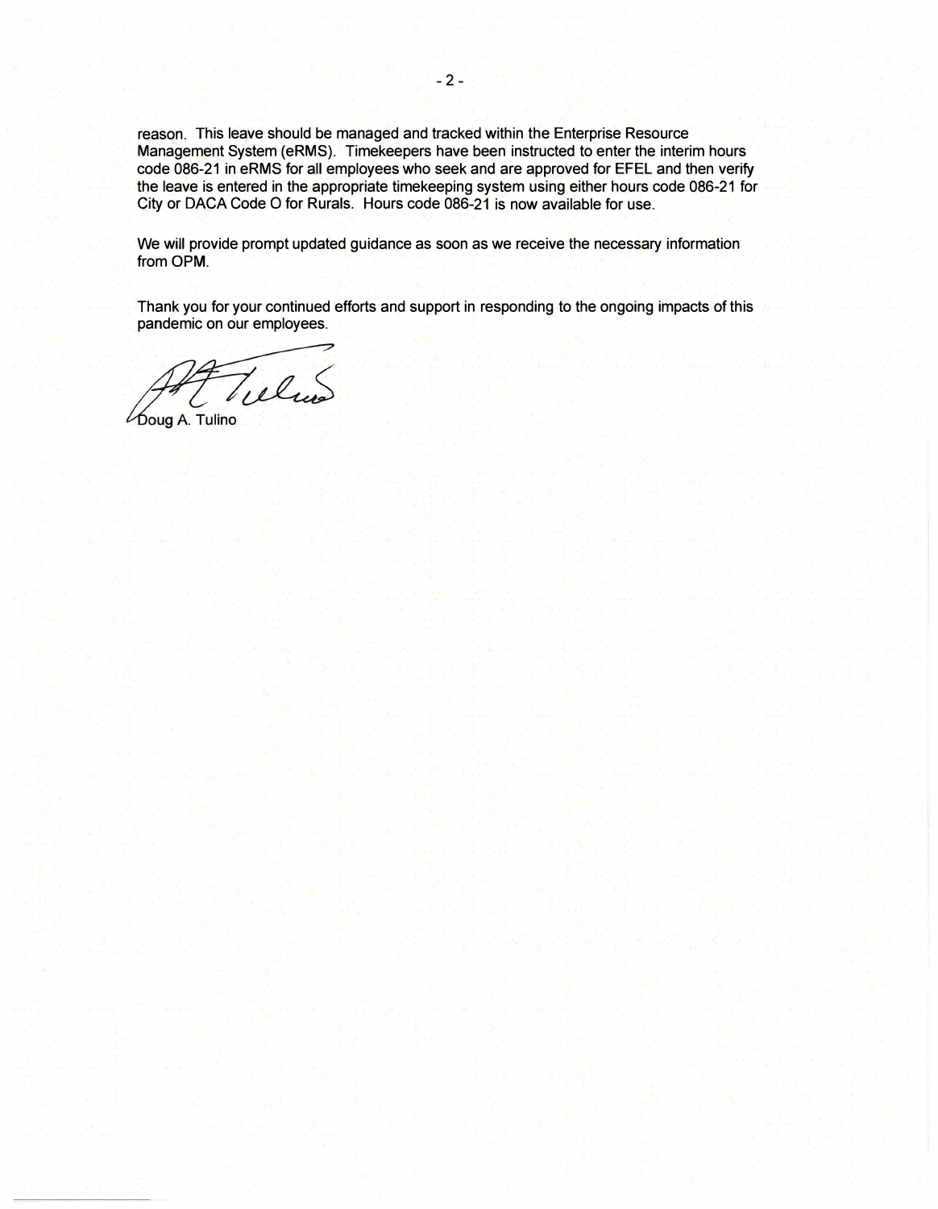reason. This leave should be managed and tracked within the Enterprise Resource Management System (eRMS). Timekeepers have been instructed to enter the interim hours code 086-21 in eRMS for all employees who seek and are approved for EFEL and then verify the leave is entered in the appropriate timekeeping system using either hours code 086-21 for City or DACA Code O for Rurals. Hours code 086-21 is now available for use.

We will provide prompt updated guidance as soon as we receive the necessary information from OPM.

Thank you for your continued efforts and support in responding to the ongoing impacts of this pandemic on our employees.

Doug A. Tulino